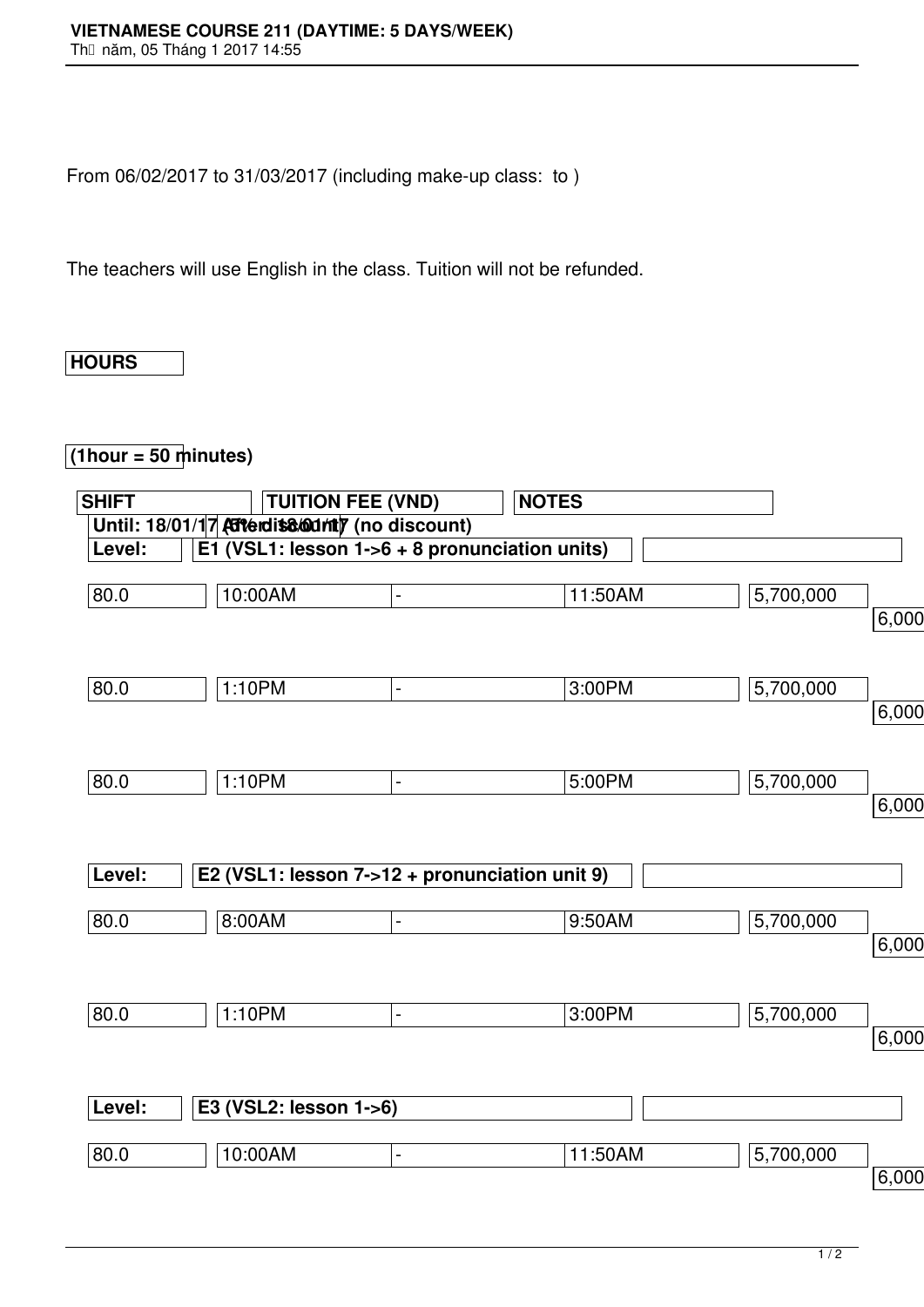**VIETNAMESE COURSE 211 (DAYTIME: 5 DAYS/WEEK)**

Thứ năm, 05 Tháng 1 2017 14:55

From 06/02/2017 to 31/03/2017 (including make-up class:  to )

The teachers will use English in the class. Tuition will not be refunded.

| **HOURS** | | | | | | |
|---|---|---|---|---|---|---|
| **(1hour = 50 minutes)** | **SHIFT** | | | **TUITION FEE (VND)** | | **NOTES** |
| | | | | **Until: 18/01/17 (5% discount)** | **After 18/01/17 (no discount)** | |
| **Level:** | **E1 (VSL1: lesson 1->6 + 8 pronunciation units)** | | | | | |
| 80.0 | 10:00AM | - | 11:50AM | 5,700,000 | 6,000 | |
| 80.0 | 1:10PM | - | 3:00PM | 5,700,000 | 6,000 | |
| 80.0 | 1:10PM | - | 5:00PM | 5,700,000 | 6,000 | |
| **Level:** | **E2 (VSL1: lesson 7->12 + pronunciation unit 9)** | | | | | |
| 80.0 | 8:00AM | - | 9:50AM | 5,700,000 | 6,000 | |
| 80.0 | 1:10PM | - | 3:00PM | 5,700,000 | 6,000 | |
| **Level:** | **E3 (VSL2: lesson 1->6)** | | | | | |
| 80.0 | 10:00AM | - | 11:50AM | 5,700,000 | 6,000 | |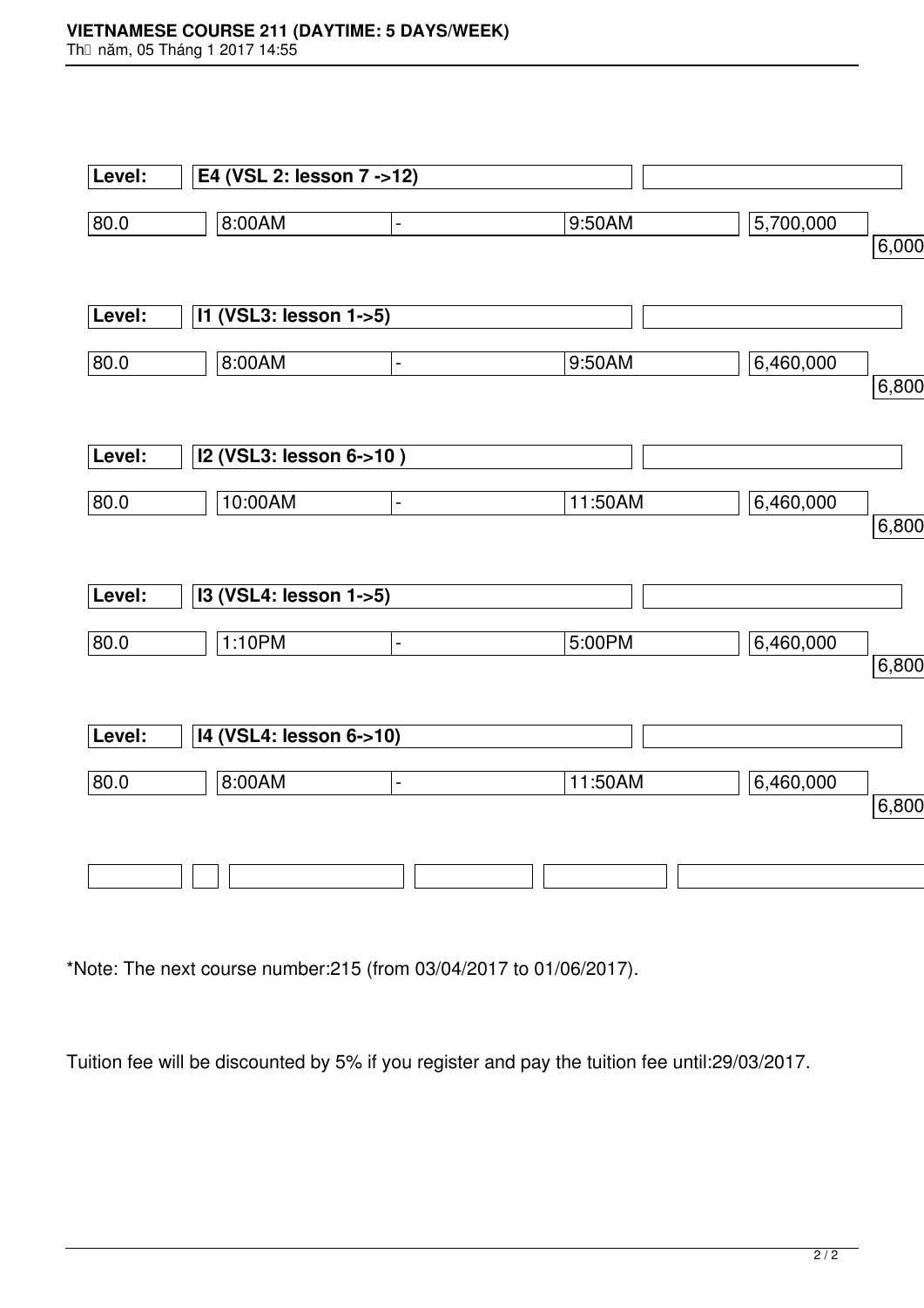| Level: | E4 (VSL 2: lesson 7 ->12) | | | | |
|---|---|---|---|---|---|
| 80.0 | 8:00AM | - | 9:50AM | 5,700,000 | 6,000 |

| Level: | I1 (VSL3: lesson 1->5) | | | | |
|---|---|---|---|---|---|
| 80.0 | 8:00AM | - | 9:50AM | 6,460,000 | 6,800 |

| Level: | I2 (VSL3: lesson 6->10 ) | | | | |
|---|---|---|---|---|---|
| 80.0 | 10:00AM | - | 11:50AM | 6,460,000 | 6,800 |

| Level: | I3 (VSL4: lesson 1->5) | | | | |
|---|---|---|---|---|---|
| 80.0 | 1:10PM | - | 5:00PM | 6,460,000 | 6,800 |

| Level: | I4 (VSL4: lesson 6->10) | | | | |
|---|---|---|---|---|---|
| 80.0 | 8:00AM | - | 11:50AM | 6,460,000 | 6,800 |

*Note: The next course number:215 (from 03/04/2017 to 01/06/2017).

Tuition fee will be discounted by 5% if you register and pay the tuition fee until:29/03/2017.